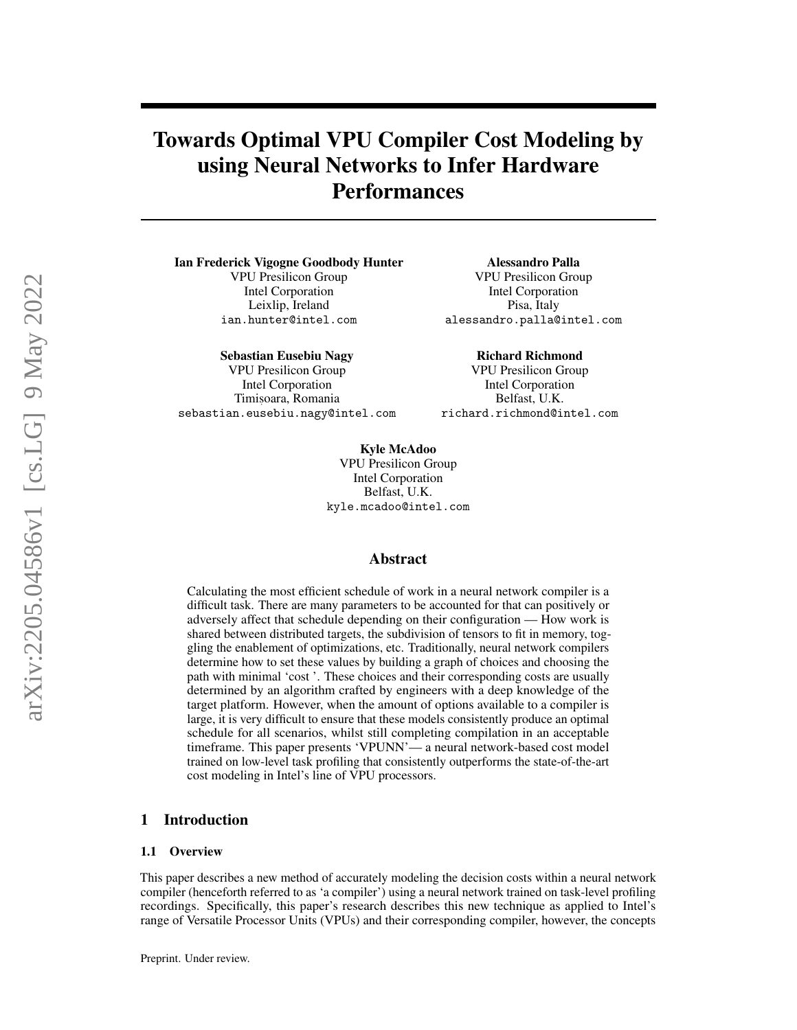# Towards Optimal VPU Compiler Cost Modeling by using Neural Networks to Infer Hardware Performances

**Ian Frederick Vigogne Goodbody Hunter**
VPU Presilicon Group
Intel Corporation
Leixlip, Ireland
ian.hunter@intel.com

**Alessandro Palla**
VPU Presilicon Group
Intel Corporation
Pisa, Italy
alessandro.palla@intel.com

**Sebastian Eusebiu Nagy**
VPU Presilicon Group
Intel Corporation
Timișoara, Romania
sebastian.eusebiu.nagy@intel.com

**Richard Richmond**
VPU Presilicon Group
Intel Corporation
Belfast, U.K.
richard.richmond@intel.com

**Kyle McAdoo**
VPU Presilicon Group
Intel Corporation
Belfast, U.K.
kyle.mcadoo@intel.com

## Abstract

Calculating the most efficient schedule of work in a neural network compiler is a difficult task. There are many parameters to be accounted for that can positively or adversely affect that schedule depending on their configuration — How work is shared between distributed targets, the subdivision of tensors to fit in memory, toggling the enablement of optimizations, etc. Traditionally, neural network compilers determine how to set these values by building a graph of choices and choosing the path with minimal 'cost '. These choices and their corresponding costs are usually determined by an algorithm crafted by engineers with a deep knowledge of the target platform. However, when the amount of options available to a compiler is large, it is very difficult to ensure that these models consistently produce an optimal schedule for all scenarios, whilst still completing compilation in an acceptable timeframe. This paper presents 'VPUNN'— a neural network-based cost model trained on low-level task profiling that consistently outperforms the state-of-the-art cost modeling in Intel's line of VPU processors.

## 1 Introduction

### 1.1 Overview

This paper describes a new method of accurately modeling the decision costs within a neural network compiler (henceforth referred to as 'a compiler') using a neural network trained on task-level profiling recordings. Specifically, this paper's research describes this new technique as applied to Intel's range of Versatile Processor Units (VPUs) and their corresponding compiler, however, the concepts

Preprint. Under review.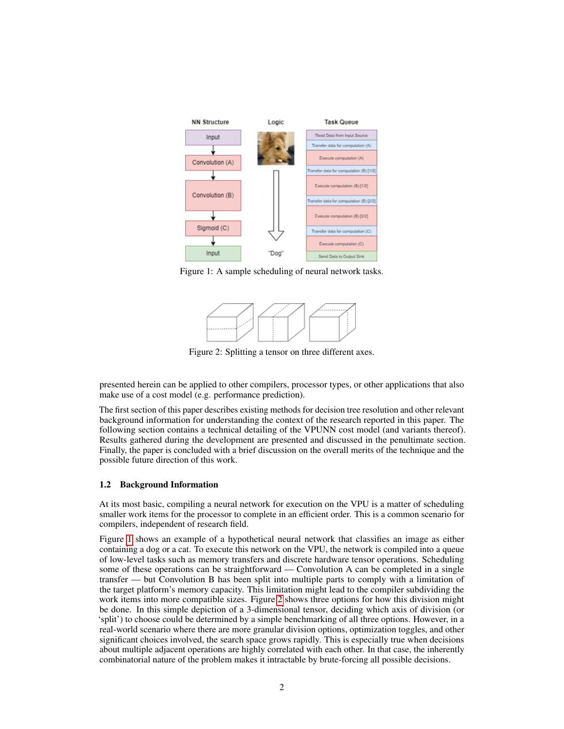Figure 1: A sample scheduling of neural network tasks.

Figure 2: Splitting a tensor on three different axes.

presented herein can be applied to other compilers, processor types, or other applications that also make use of a cost model (e.g. performance prediction).

The first section of this paper describes existing methods for decision tree resolution and other relevant background information for understanding the context of the research reported in this paper. The following section contains a technical detailing of the VPUNN cost model (and variants thereof). Results gathered during the development are presented and discussed in the penultimate section. Finally, the paper is concluded with a brief discussion on the overall merits of the technique and the possible future direction of this work.

### 1.2 Background Information

At its most basic, compiling a neural network for execution on the VPU is a matter of scheduling smaller work items for the processor to complete in an efficient order. This is a common scenario for compilers, independent of research field.

Figure 1 shows an example of a hypothetical neural network that classifies an image as either containing a dog or a cat. To execute this network on the VPU, the network is compiled into a queue of low-level tasks such as memory transfers and discrete hardware tensor operations. Scheduling some of these operations can be straightforward — Convolution A can be completed in a single transfer — but Convolution B has been split into multiple parts to comply with a limitation of the target platform's memory capacity. This limitation might lead to the compiler subdividing the work items into more compatible sizes. Figure 2 shows three options for how this division might be done. In this simple depiction of a 3-dimensional tensor, deciding which axis of division (or 'split') to choose could be determined by a simple benchmarking of all three options. However, in a real-world scenario where there are more granular division options, optimization toggles, and other significant choices involved, the search space grows rapidly. This is especially true when decisions about multiple adjacent operations are highly correlated with each other. In that case, the inherently combinatorial nature of the problem makes it intractable by brute-forcing all possible decisions.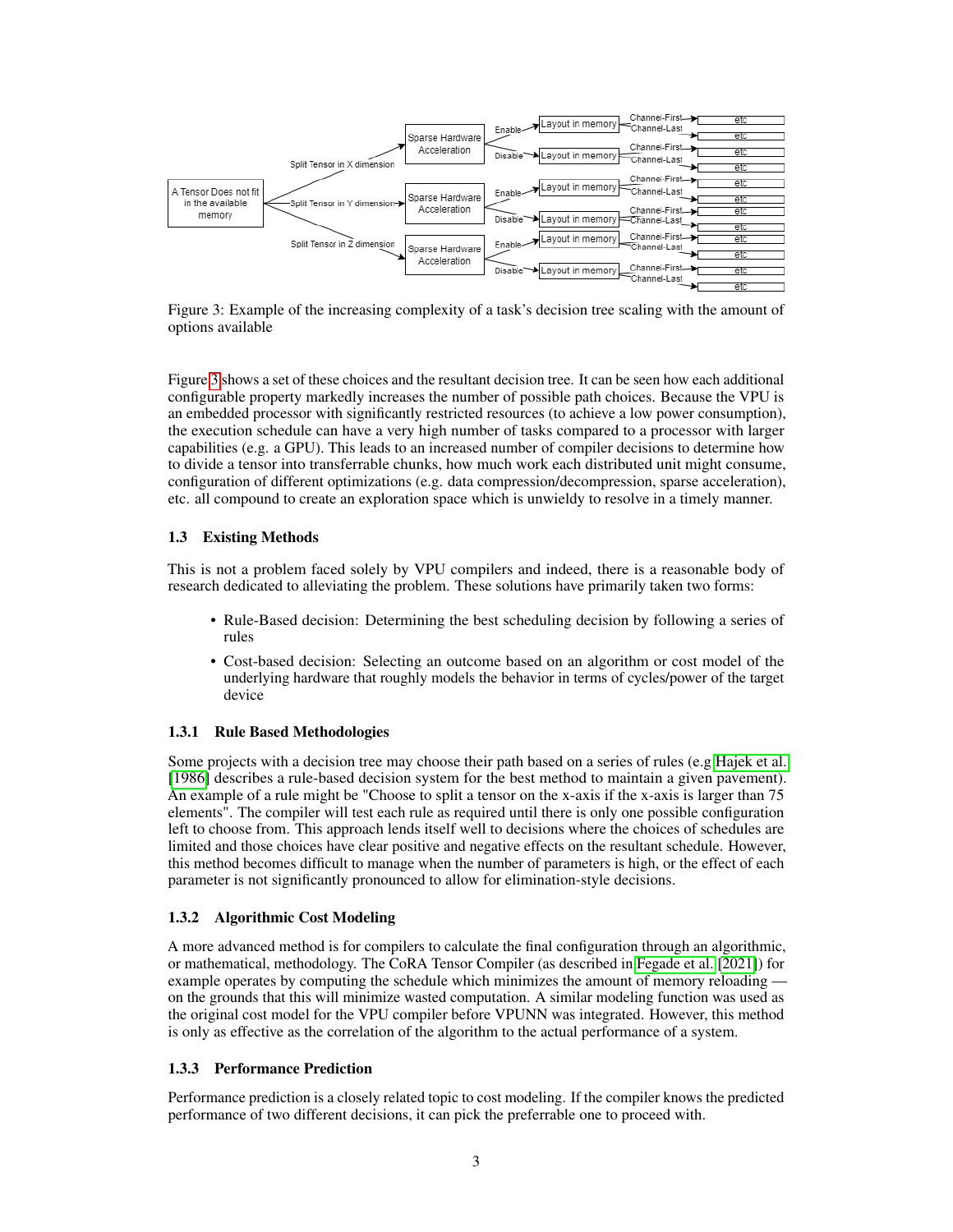Figure 3: Example of the increasing complexity of a task's decision tree scaling with the amount of options available

Figure 3 shows a set of these choices and the resultant decision tree. It can be seen how each additional configurable property markedly increases the number of possible path choices. Because the VPU is an embedded processor with significantly restricted resources (to achieve a low power consumption), the execution schedule can have a very high number of tasks compared to a processor with larger capabilities (e.g. a GPU). This leads to an increased number of compiler decisions to determine how to divide a tensor into transferrable chunks, how much work each distributed unit might consume, configuration of different optimizations (e.g. data compression/decompression, sparse acceleration), etc. all compound to create an exploration space which is unwieldy to resolve in a timely manner.

### 1.3 Existing Methods

This is not a problem faced solely by VPU compilers and indeed, there is a reasonable body of research dedicated to alleviating the problem. These solutions have primarily taken two forms:

- Rule-Based decision: Determining the best scheduling decision by following a series of rules
- Cost-based decision: Selecting an outcome based on an algorithm or cost model of the underlying hardware that roughly models the behavior in terms of cycles/power of the target device

#### 1.3.1 Rule Based Methodologies

Some projects with a decision tree may choose their path based on a series of rules (e.g Hajek et al. [1986] describes a rule-based decision system for the best method to maintain a given pavement). An example of a rule might be "Choose to split a tensor on the x-axis if the x-axis is larger than 75 elements". The compiler will test each rule as required until there is only one possible configuration left to choose from. This approach lends itself well to decisions where the choices of schedules are limited and those choices have clear positive and negative effects on the resultant schedule. However, this method becomes difficult to manage when the number of parameters is high, or the effect of each parameter is not significantly pronounced to allow for elimination-style decisions.

#### 1.3.2 Algorithmic Cost Modeling

A more advanced method is for compilers to calculate the final configuration through an algorithmic, or mathematical, methodology. The CoRA Tensor Compiler (as described in Fegade et al. [2021]) for example operates by computing the schedule which minimizes the amount of memory reloading — on the grounds that this will minimize wasted computation. A similar modeling function was used as the original cost model for the VPU compiler before VPUNN was integrated. However, this method is only as effective as the correlation of the algorithm to the actual performance of a system.

#### 1.3.3 Performance Prediction

Performance prediction is a closely related topic to cost modeling. If the compiler knows the predicted performance of two different decisions, it can pick the preferrable one to proceed with.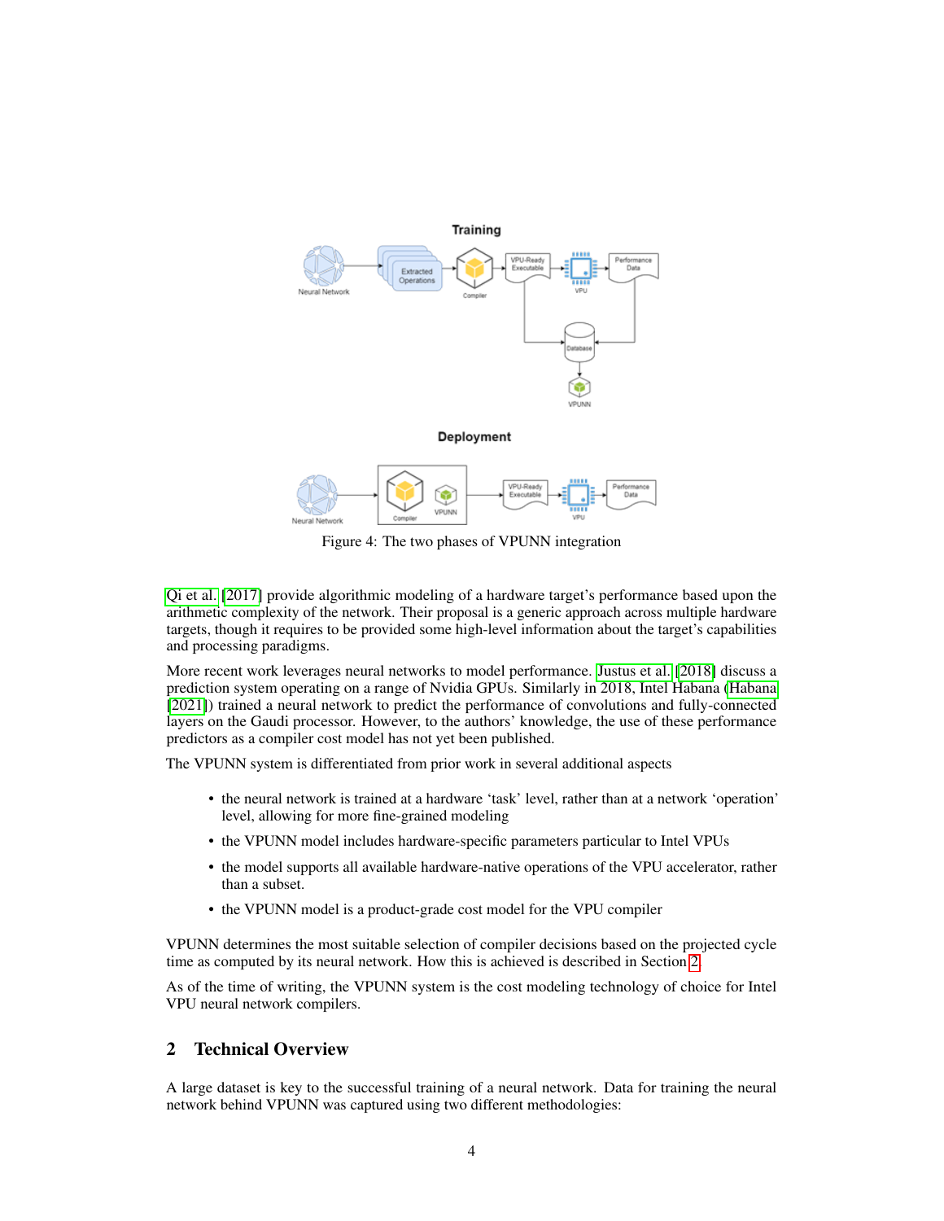Figure 4: The two phases of VPUNN integration

Qi et al. [2017] provide algorithmic modeling of a hardware target's performance based upon the arithmetic complexity of the network. Their proposal is a generic approach across multiple hardware targets, though it requires to be provided some high-level information about the target's capabilities and processing paradigms.

More recent work leverages neural networks to model performance. Justus et al. [2018] discuss a prediction system operating on a range of Nvidia GPUs. Similarly in 2018, Intel Habana (Habana [2021]) trained a neural network to predict the performance of convolutions and fully-connected layers on the Gaudi processor. However, to the authors' knowledge, the use of these performance predictors as a compiler cost model has not yet been published.

The VPUNN system is differentiated from prior work in several additional aspects

- the neural network is trained at a hardware 'task' level, rather than at a network 'operation' level, allowing for more fine-grained modeling
- the VPUNN model includes hardware-specific parameters particular to Intel VPUs
- the model supports all available hardware-native operations of the VPU accelerator, rather than a subset.
- the VPUNN model is a product-grade cost model for the VPU compiler

VPUNN determines the most suitable selection of compiler decisions based on the projected cycle time as computed by its neural network. How this is achieved is described in Section 2.

As of the time of writing, the VPUNN system is the cost modeling technology of choice for Intel VPU neural network compilers.

## 2 Technical Overview

A large dataset is key to the successful training of a neural network. Data for training the neural network behind VPUNN was captured using two different methodologies: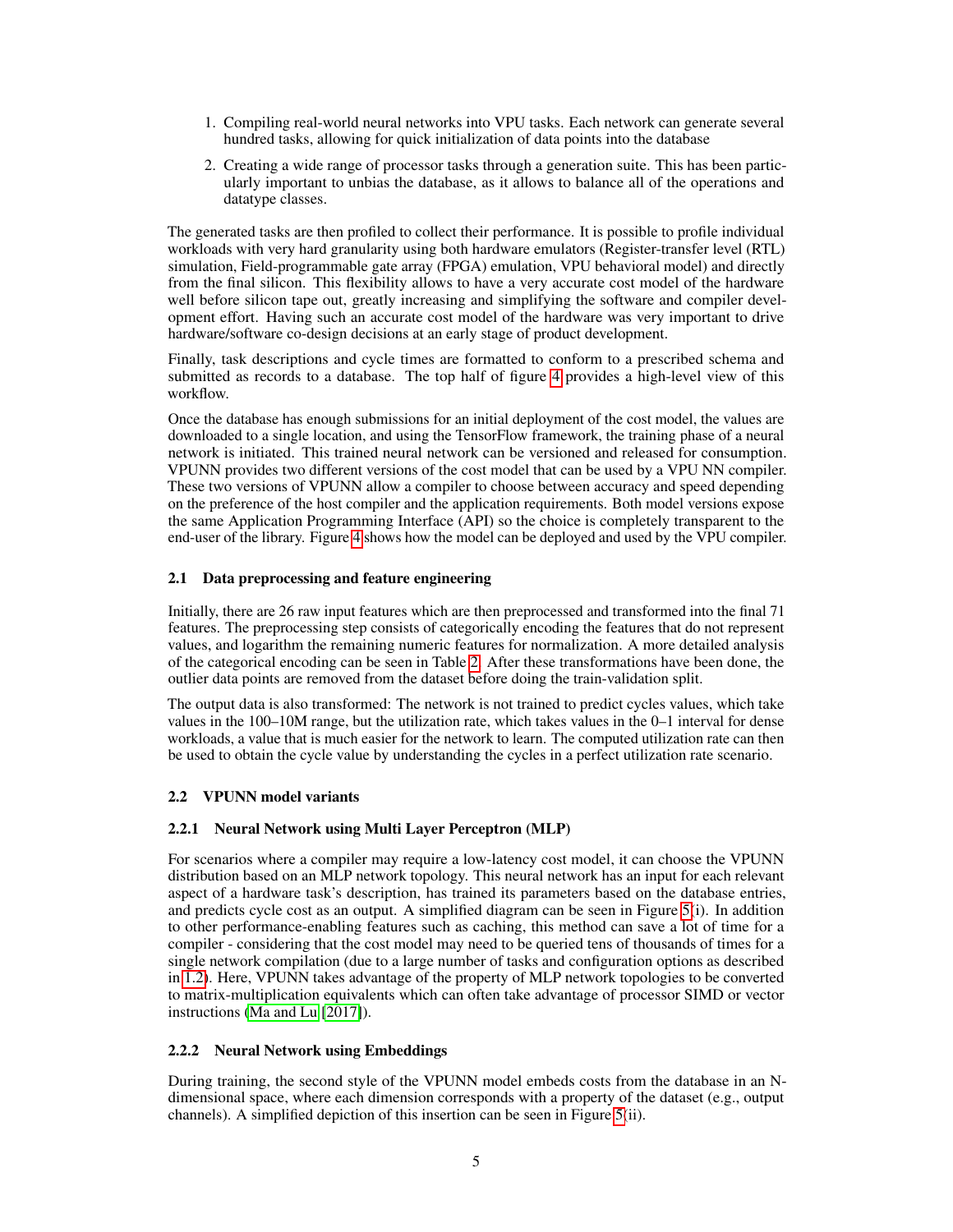1. Compiling real-world neural networks into VPU tasks. Each network can generate several hundred tasks, allowing for quick initialization of data points into the database
2. Creating a wide range of processor tasks through a generation suite. This has been particularly important to unbias the database, as it allows to balance all of the operations and datatype classes.

The generated tasks are then profiled to collect their performance. It is possible to profile individual workloads with very hard granularity using both hardware emulators (Register-transfer level (RTL) simulation, Field-programmable gate array (FPGA) emulation, VPU behavioral model) and directly from the final silicon. This flexibility allows to have a very accurate cost model of the hardware well before silicon tape out, greatly increasing and simplifying the software and compiler development effort. Having such an accurate cost model of the hardware was very important to drive hardware/software co-design decisions at an early stage of product development.

Finally, task descriptions and cycle times are formatted to conform to a prescribed schema and submitted as records to a database. The top half of figure 4 provides a high-level view of this workflow.

Once the database has enough submissions for an initial deployment of the cost model, the values are downloaded to a single location, and using the TensorFlow framework, the training phase of a neural network is initiated. This trained neural network can be versioned and released for consumption. VPUNN provides two different versions of the cost model that can be used by a VPU NN compiler. These two versions of VPUNN allow a compiler to choose between accuracy and speed depending on the preference of the host compiler and the application requirements. Both model versions expose the same Application Programming Interface (API) so the choice is completely transparent to the end-user of the library. Figure 4 shows how the model can be deployed and used by the VPU compiler.

### 2.1 Data preprocessing and feature engineering

Initially, there are 26 raw input features which are then preprocessed and transformed into the final 71 features. The preprocessing step consists of categorically encoding the features that do not represent values, and logarithm the remaining numeric features for normalization. A more detailed analysis of the categorical encoding can be seen in Table 2. After these transformations have been done, the outlier data points are removed from the dataset before doing the train-validation split.

The output data is also transformed: The network is not trained to predict cycles values, which take values in the 100–10M range, but the utilization rate, which takes values in the 0–1 interval for dense workloads, a value that is much easier for the network to learn. The computed utilization rate can then be used to obtain the cycle value by understanding the cycles in a perfect utilization rate scenario.

### 2.2 VPUNN model variants

#### 2.2.1 Neural Network using Multi Layer Perceptron (MLP)

For scenarios where a compiler may require a low-latency cost model, it can choose the VPUNN distribution based on an MLP network topology. This neural network has an input for each relevant aspect of a hardware task's description, has trained its parameters based on the database entries, and predicts cycle cost as an output. A simplified diagram can be seen in Figure 5(i). In addition to other performance-enabling features such as caching, this method can save a lot of time for a compiler - considering that the cost model may need to be queried tens of thousands of times for a single network compilation (due to a large number of tasks and configuration options as described in 1.2). Here, VPUNN takes advantage of the property of MLP network topologies to be converted to matrix-multiplication equivalents which can often take advantage of processor SIMD or vector instructions (Ma and Lu [2017]).

#### 2.2.2 Neural Network using Embeddings

During training, the second style of the VPUNN model embeds costs from the database in an N-dimensional space, where each dimension corresponds with a property of the dataset (e.g., output channels). A simplified depiction of this insertion can be seen in Figure 5(ii).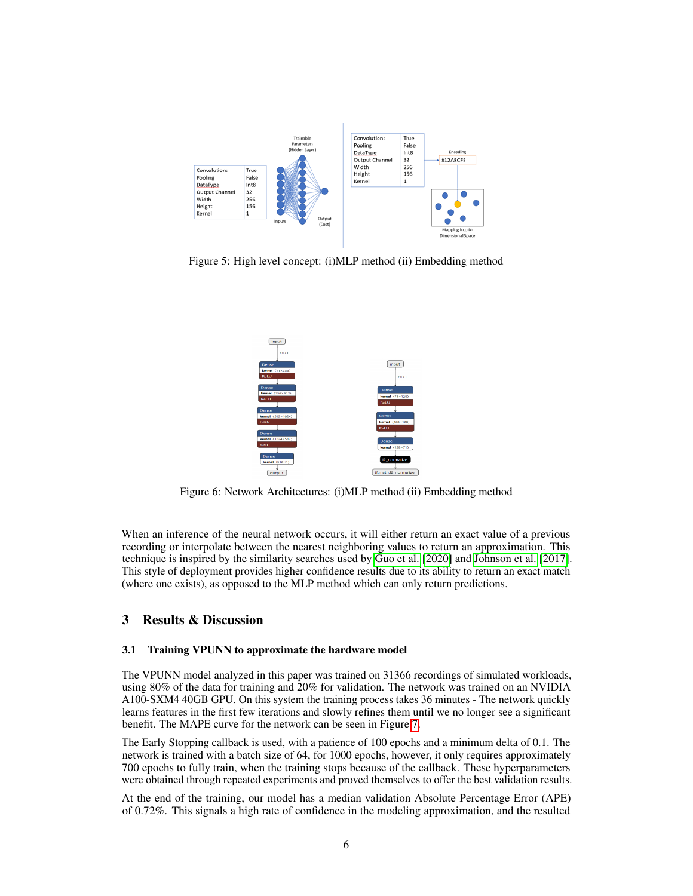Figure 5: High level concept: (i)MLP method (ii) Embedding method

Figure 6: Network Architectures: (i)MLP method (ii) Embedding method

When an inference of the neural network occurs, it will either return an exact value of a previous recording or interpolate between the nearest neighboring values to return an approximation. This technique is inspired by the similarity searches used by Guo et al. [2020] and Johnson et al. [2017]. This style of deployment provides higher confidence results due to its ability to return an exact match (where one exists), as opposed to the MLP method which can only return predictions.

## 3 Results & Discussion

### 3.1 Training VPUNN to approximate the hardware model

The VPUNN model analyzed in this paper was trained on 31366 recordings of simulated workloads, using 80% of the data for training and 20% for validation. The network was trained on an NVIDIA A100-SXM4 40GB GPU. On this system the training process takes 36 minutes - The network quickly learns features in the first few iterations and slowly refines them until we no longer see a significant benefit. The MAPE curve for the network can be seen in Figure 7.

The Early Stopping callback is used, with a patience of 100 epochs and a minimum delta of 0.1. The network is trained with a batch size of 64, for 1000 epochs, however, it only requires approximately 700 epochs to fully train, when the training stops because of the callback. These hyperparameters were obtained through repeated experiments and proved themselves to offer the best validation results.

At the end of the training, our model has a median validation Absolute Percentage Error (APE) of 0.72%. This signals a high rate of confidence in the modeling approximation, and the resulted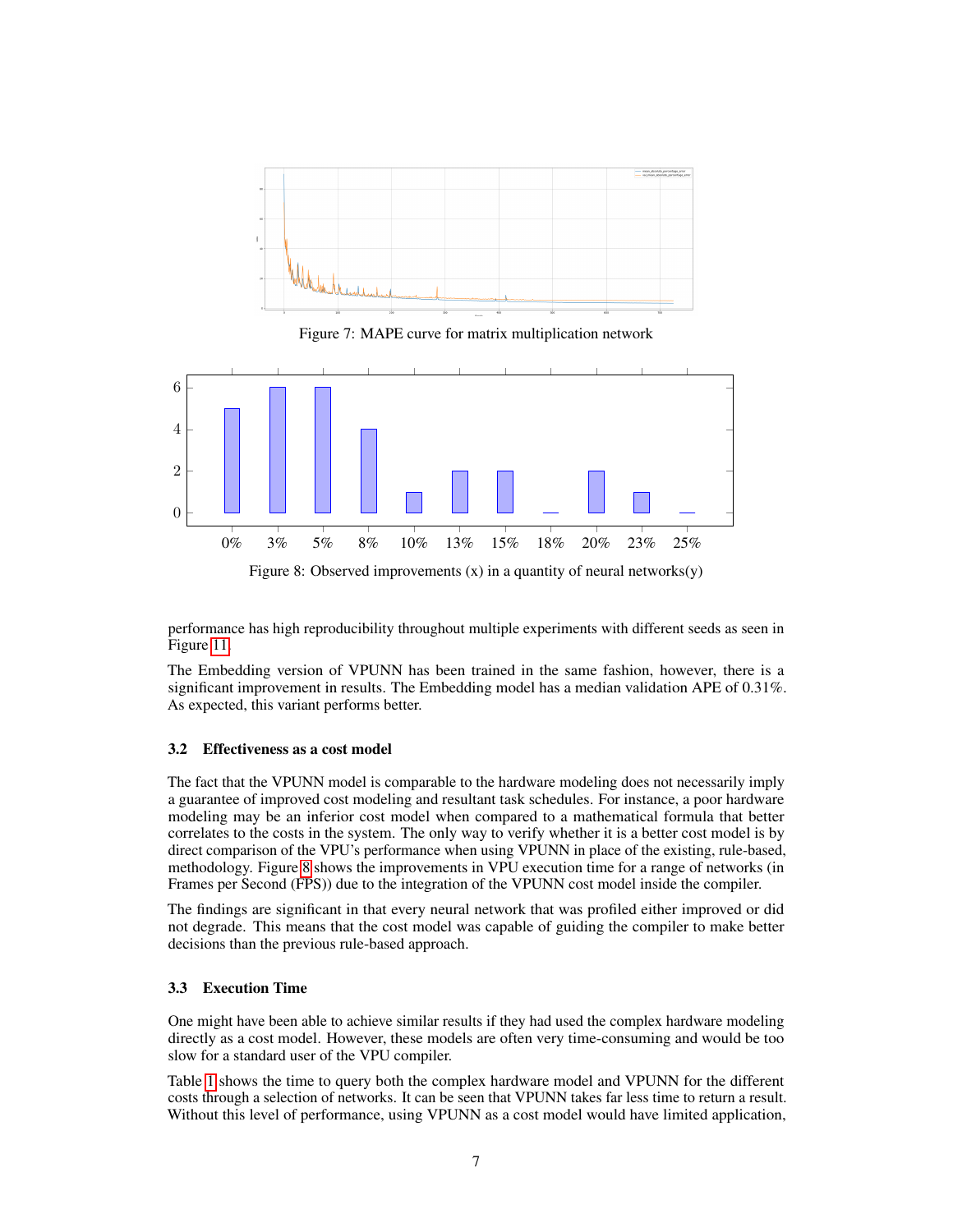Figure 7: MAPE curve for matrix multiplication network

Figure 8: Observed improvements (x) in a quantity of neural networks(y)

performance has high reproducibility throughout multiple experiments with different seeds as seen in Figure 11.

The Embedding version of VPUNN has been trained in the same fashion, however, there is a significant improvement in results. The Embedding model has a median validation APE of 0.31%. As expected, this variant performs better.

### 3.2 Effectiveness as a cost model

The fact that the VPUNN model is comparable to the hardware modeling does not necessarily imply a guarantee of improved cost modeling and resultant task schedules. For instance, a poor hardware modeling may be an inferior cost model when compared to a mathematical formula that better correlates to the costs in the system. The only way to verify whether it is a better cost model is by direct comparison of the VPU's performance when using VPUNN in place of the existing, rule-based, methodology. Figure 8 shows the improvements in VPU execution time for a range of networks (in Frames per Second (FPS)) due to the integration of the VPUNN cost model inside the compiler.

The findings are significant in that every neural network that was profiled either improved or did not degrade. This means that the cost model was capable of guiding the compiler to make better decisions than the previous rule-based approach.

### 3.3 Execution Time

One might have been able to achieve similar results if they had used the complex hardware modeling directly as a cost model. However, these models are often very time-consuming and would be too slow for a standard user of the VPU compiler.

Table 1 shows the time to query both the complex hardware model and VPUNN for the different costs through a selection of networks. It can be seen that VPUNN takes far less time to return a result. Without this level of performance, using VPUNN as a cost model would have limited application,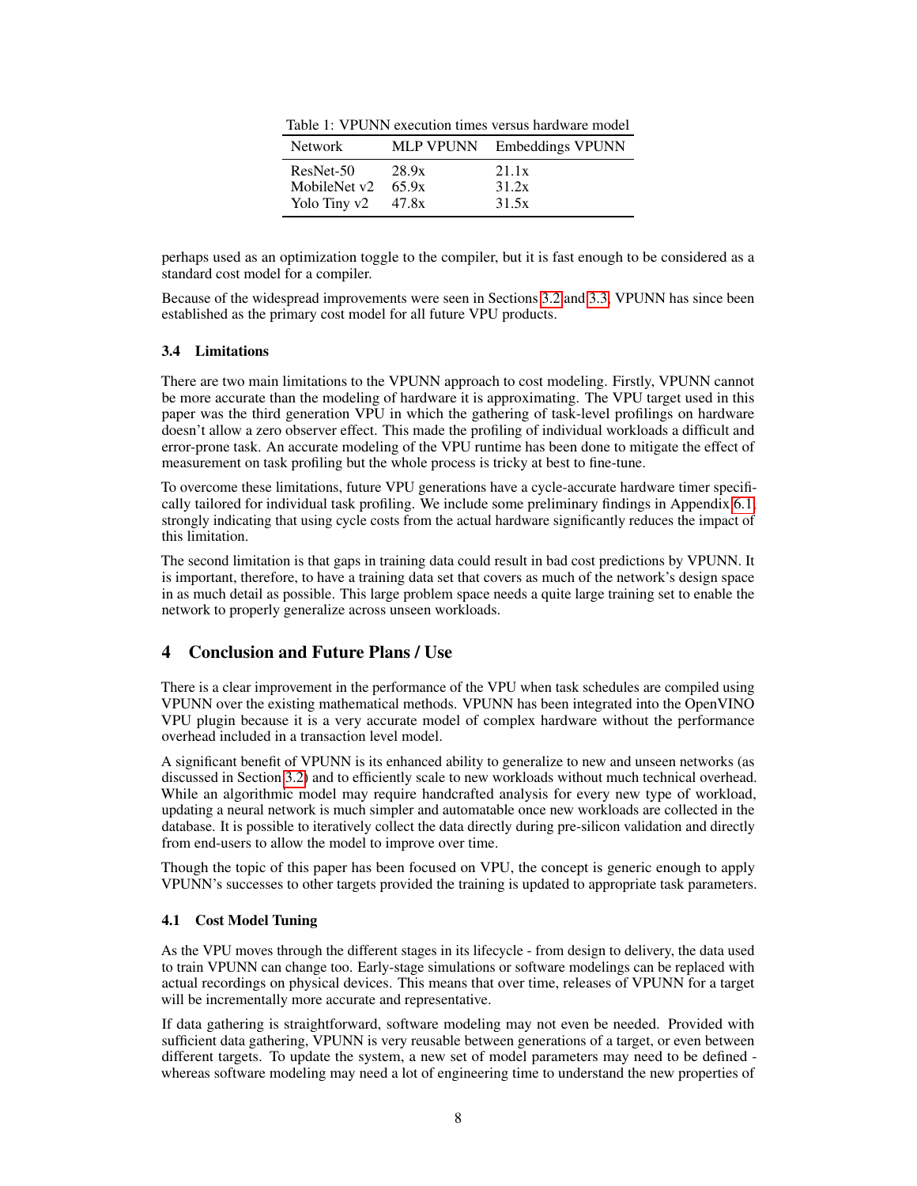Table 1: VPUNN execution times versus hardware model

| Network | MLP VPUNN | Embeddings VPUNN |
|---|---|---|
| ResNet-50 | 28.9x | 21.1x |
| MobileNet v2 | 65.9x | 31.2x |
| Yolo Tiny v2 | 47.8x | 31.5x |

perhaps used as an optimization toggle to the compiler, but it is fast enough to be considered as a standard cost model for a compiler.

Because of the widespread improvements were seen in Sections 3.2 and 3.3, VPUNN has since been established as the primary cost model for all future VPU products.

### 3.4 Limitations

There are two main limitations to the VPUNN approach to cost modeling. Firstly, VPUNN cannot be more accurate than the modeling of hardware it is approximating. The VPU target used in this paper was the third generation VPU in which the gathering of task-level profilings on hardware doesn't allow a zero observer effect. This made the profiling of individual workloads a difficult and error-prone task. An accurate modeling of the VPU runtime has been done to mitigate the effect of measurement on task profiling but the whole process is tricky at best to fine-tune.

To overcome these limitations, future VPU generations have a cycle-accurate hardware timer specifically tailored for individual task profiling. We include some preliminary findings in Appendix 6.1, strongly indicating that using cycle costs from the actual hardware significantly reduces the impact of this limitation.

The second limitation is that gaps in training data could result in bad cost predictions by VPUNN. It is important, therefore, to have a training data set that covers as much of the network's design space in as much detail as possible. This large problem space needs a quite large training set to enable the network to properly generalize across unseen workloads.

## 4 Conclusion and Future Plans / Use

There is a clear improvement in the performance of the VPU when task schedules are compiled using VPUNN over the existing mathematical methods. VPUNN has been integrated into the OpenVINO VPU plugin because it is a very accurate model of complex hardware without the performance overhead included in a transaction level model.

A significant benefit of VPUNN is its enhanced ability to generalize to new and unseen networks (as discussed in Section 3.2) and to efficiently scale to new workloads without much technical overhead. While an algorithmic model may require handcrafted analysis for every new type of workload, updating a neural network is much simpler and automatable once new workloads are collected in the database. It is possible to iteratively collect the data directly during pre-silicon validation and directly from end-users to allow the model to improve over time.

Though the topic of this paper has been focused on VPU, the concept is generic enough to apply VPUNN's successes to other targets provided the training is updated to appropriate task parameters.

### 4.1 Cost Model Tuning

As the VPU moves through the different stages in its lifecycle - from design to delivery, the data used to train VPUNN can change too. Early-stage simulations or software modelings can be replaced with actual recordings on physical devices. This means that over time, releases of VPUNN for a target will be incrementally more accurate and representative.

If data gathering is straightforward, software modeling may not even be needed. Provided with sufficient data gathering, VPUNN is very reusable between generations of a target, or even between different targets. To update the system, a new set of model parameters may need to be defined - whereas software modeling may need a lot of engineering time to understand the new properties of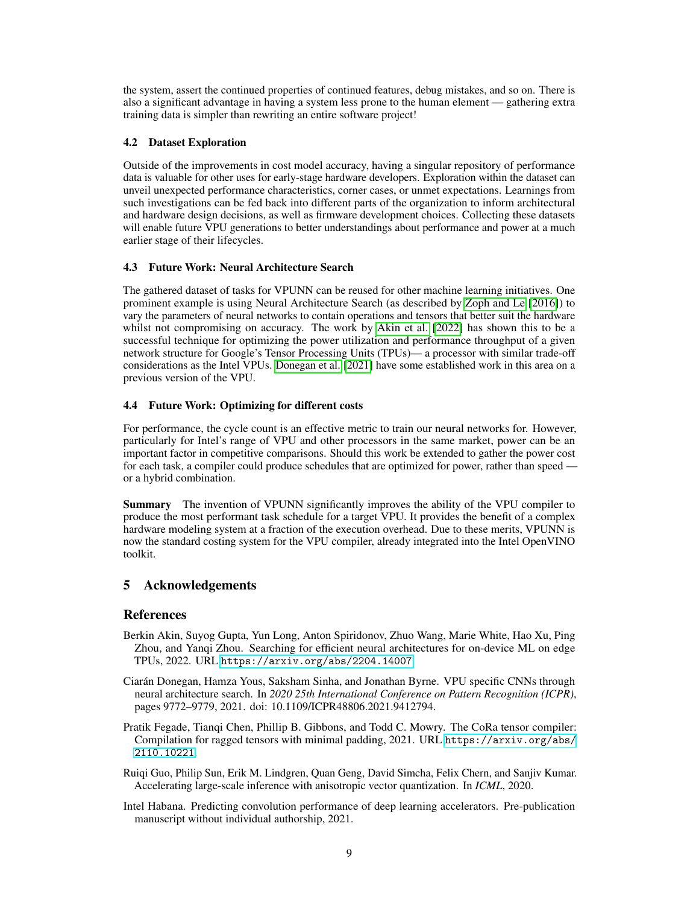the system, assert the continued properties of continued features, debug mistakes, and so on. There is also a significant advantage in having a system less prone to the human element — gathering extra training data is simpler than rewriting an entire software project!

### 4.2 Dataset Exploration

Outside of the improvements in cost model accuracy, having a singular repository of performance data is valuable for other uses for early-stage hardware developers. Exploration within the dataset can unveil unexpected performance characteristics, corner cases, or unmet expectations. Learnings from such investigations can be fed back into different parts of the organization to inform architectural and hardware design decisions, as well as firmware development choices. Collecting these datasets will enable future VPU generations to better understandings about performance and power at a much earlier stage of their lifecycles.

### 4.3 Future Work: Neural Architecture Search

The gathered dataset of tasks for VPUNN can be reused for other machine learning initiatives. One prominent example is using Neural Architecture Search (as described by Zoph and Le [2016]) to vary the parameters of neural networks to contain operations and tensors that better suit the hardware whilst not compromising on accuracy. The work by Akin et al. [2022] has shown this to be a successful technique for optimizing the power utilization and performance throughput of a given network structure for Google's Tensor Processing Units (TPUs)— a processor with similar trade-off considerations as the Intel VPUs. Donegan et al. [2021] have some established work in this area on a previous version of the VPU.

### 4.4 Future Work: Optimizing for different costs

For performance, the cycle count is an effective metric to train our neural networks for. However, particularly for Intel's range of VPU and other processors in the same market, power can be an important factor in competitive comparisons. Should this work be extended to gather the power cost for each task, a compiler could produce schedules that are optimized for power, rather than speed — or a hybrid combination.

**Summary** The invention of VPUNN significantly improves the ability of the VPU compiler to produce the most performant task schedule for a target VPU. It provides the benefit of a complex hardware modeling system at a fraction of the execution overhead. Due to these merits, VPUNN is now the standard costing system for the VPU compiler, already integrated into the Intel OpenVINO toolkit.

## 5 Acknowledgements

## References

Berkin Akin, Suyog Gupta, Yun Long, Anton Spiridonov, Zhuo Wang, Marie White, Hao Xu, Ping Zhou, and Yanqi Zhou. Searching for efficient neural architectures for on-device ML on edge TPUs, 2022. URL https://arxiv.org/abs/2204.14007.

Ciarán Donegan, Hamza Yous, Saksham Sinha, and Jonathan Byrne. VPU specific CNNs through neural architecture search. In *2020 25th International Conference on Pattern Recognition (ICPR)*, pages 9772–9779, 2021. doi: 10.1109/ICPR48806.2021.9412794.

Pratik Fegade, Tianqi Chen, Phillip B. Gibbons, and Todd C. Mowry. The CoRa tensor compiler: Compilation for ragged tensors with minimal padding, 2021. URL https://arxiv.org/abs/2110.10221.

Ruiqi Guo, Philip Sun, Erik M. Lindgren, Quan Geng, David Simcha, Felix Chern, and Sanjiv Kumar. Accelerating large-scale inference with anisotropic vector quantization. In *ICML*, 2020.

Intel Habana. Predicting convolution performance of deep learning accelerators. Pre-publication manuscript without individual authorship, 2021.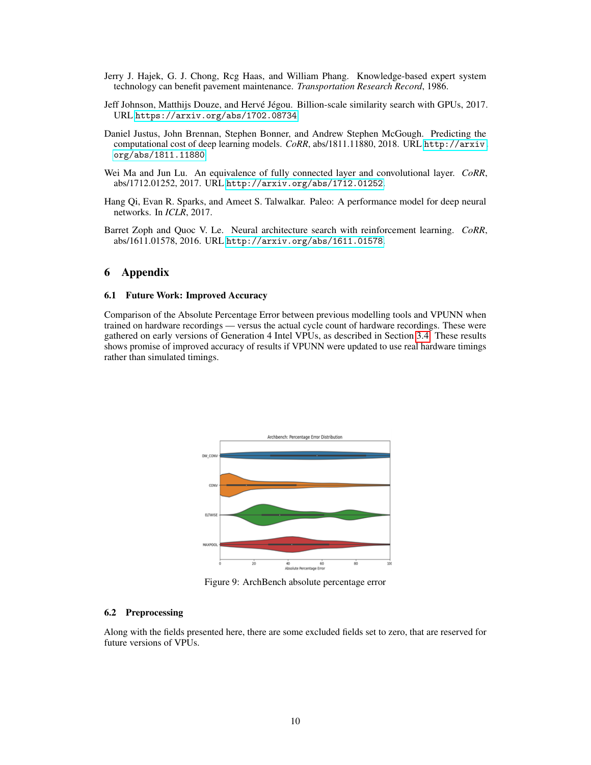Jerry J. Hajek, G. J. Chong, Rcg Haas, and William Phang. Knowledge-based expert system technology can benefit pavement maintenance. *Transportation Research Record*, 1986.

Jeff Johnson, Matthijs Douze, and Hervé Jégou. Billion-scale similarity search with GPUs, 2017. URL https://arxiv.org/abs/1702.08734.

Daniel Justus, John Brennan, Stephen Bonner, and Andrew Stephen McGough. Predicting the computational cost of deep learning models. *CoRR*, abs/1811.11880, 2018. URL http://arxiv.org/abs/1811.11880.

Wei Ma and Jun Lu. An equivalence of fully connected layer and convolutional layer. *CoRR*, abs/1712.01252, 2017. URL http://arxiv.org/abs/1712.01252.

Hang Qi, Evan R. Sparks, and Ameet S. Talwalkar. Paleo: A performance model for deep neural networks. In *ICLR*, 2017.

Barret Zoph and Quoc V. Le. Neural architecture search with reinforcement learning. *CoRR*, abs/1611.01578, 2016. URL http://arxiv.org/abs/1611.01578.

# 6 Appendix

## 6.1 Future Work: Improved Accuracy

Comparison of the Absolute Percentage Error between previous modelling tools and VPUNN when trained on hardware recordings — versus the actual cycle count of hardware recordings. These were gathered on early versions of Generation 4 Intel VPUs, as described in Section 3.4. These results shows promise of improved accuracy of results if VPUNN were updated to use real hardware timings rather than simulated timings.

Figure 9: ArchBench absolute percentage error

## 6.2 Preprocessing

Along with the fields presented here, there are some excluded fields set to zero, that are reserved for future versions of VPUs.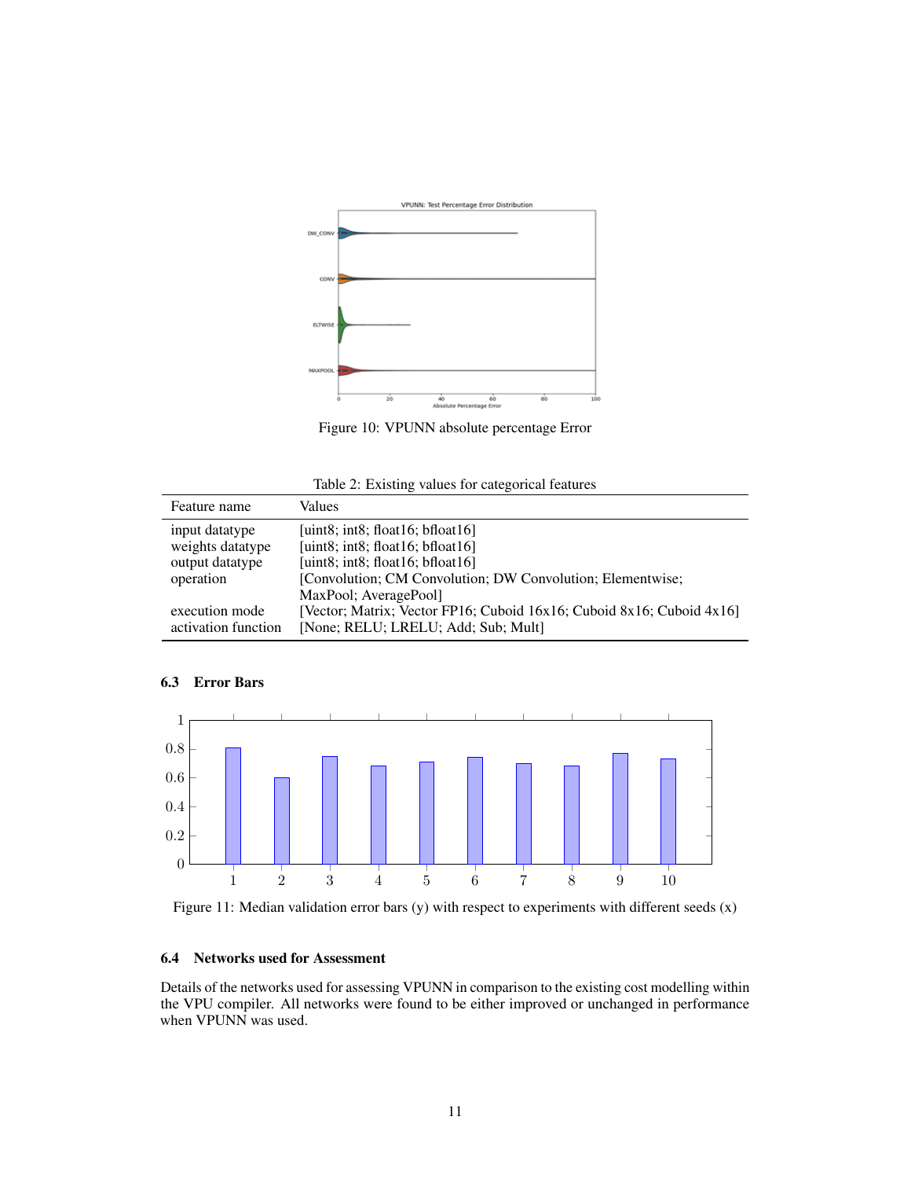Figure 10: VPUNN absolute percentage Error

Table 2: Existing values for categorical features

| Feature name | Values |
|---|---|
| input datatype | [uint8; int8; float16; bfloat16] |
| weights datatype | [uint8; int8; float16; bfloat16] |
| output datatype | [uint8; int8; float16; bfloat16] |
| operation | [Convolution; CM Convolution; DW Convolution; Elementwise; MaxPool; AveragePool] |
| execution mode | [Vector; Matrix; Vector FP16; Cuboid 16x16; Cuboid 8x16; Cuboid 4x16] |
| activation function | [None; RELU; LRELU; Add; Sub; Mult] |

### 6.3 Error Bars

Figure 11: Median validation error bars (y) with respect to experiments with different seeds (x)

### 6.4 Networks used for Assessment

Details of the networks used for assessing VPUNN in comparison to the existing cost modelling within the VPU compiler. All networks were found to be either improved or unchanged in performance when VPUNN was used.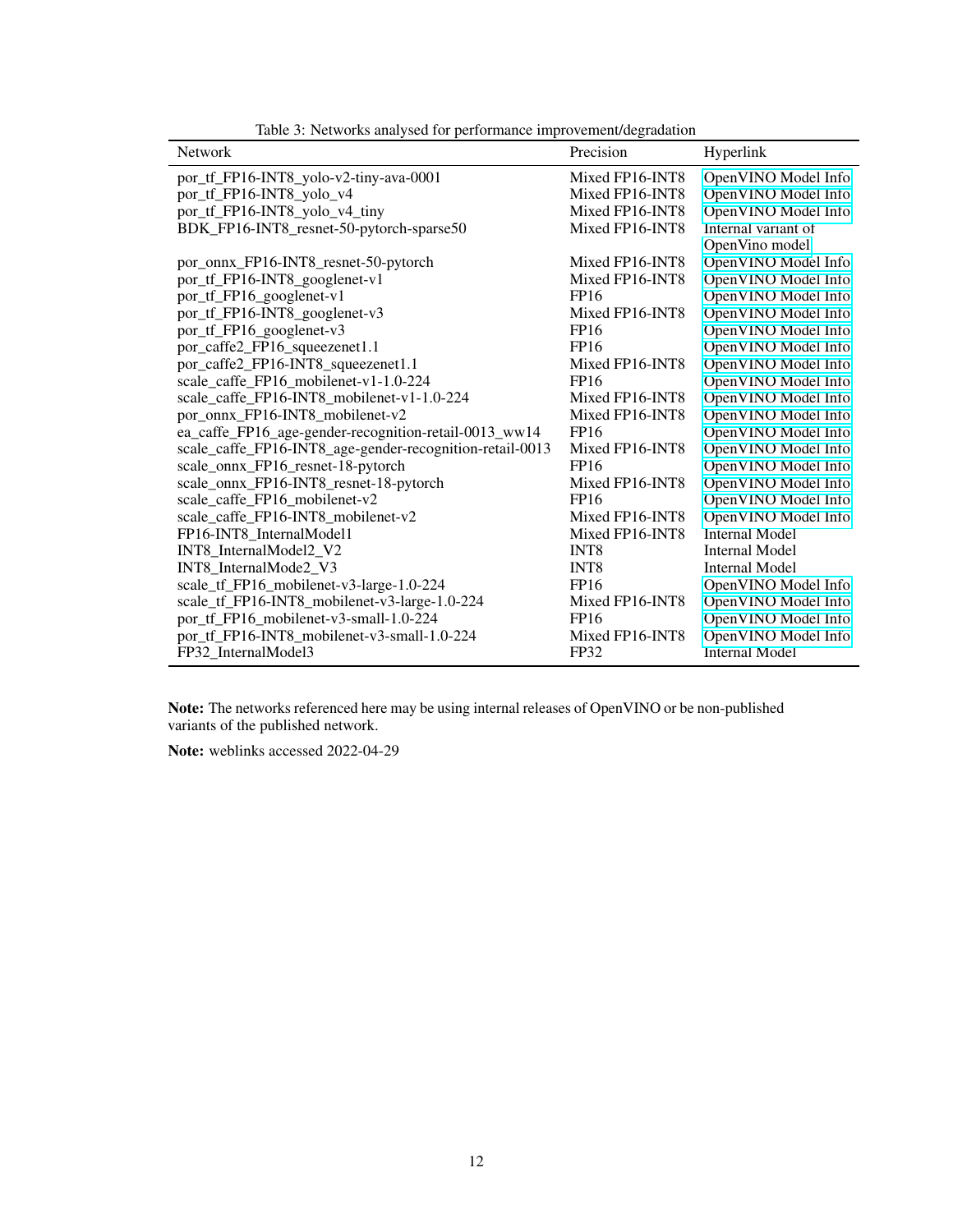Table 3: Networks analysed for performance improvement/degradation

| Network | Precision | Hyperlink |
|---|---|---|
| por_tf_FP16-INT8_yolo-v2-tiny-ava-0001 | Mixed FP16-INT8 | OpenVINO Model Info |
| por_tf_FP16-INT8_yolo_v4 | Mixed FP16-INT8 | OpenVINO Model Info |
| por_tf_FP16-INT8_yolo_v4_tiny | Mixed FP16-INT8 | OpenVINO Model Info |
| BDK_FP16-INT8_resnet-50-pytorch-sparse50 | Mixed FP16-INT8 | Internal variant of OpenVino model |
| por_onnx_FP16-INT8_resnet-50-pytorch | Mixed FP16-INT8 | OpenVINO Model Info |
| por_tf_FP16-INT8_googlenet-v1 | Mixed FP16-INT8 | OpenVINO Model Info |
| por_tf_FP16_googlenet-v1 | FP16 | OpenVINO Model Info |
| por_tf_FP16-INT8_googlenet-v3 | Mixed FP16-INT8 | OpenVINO Model Info |
| por_tf_FP16_googlenet-v3 | FP16 | OpenVINO Model Info |
| por_caffe2_FP16_squeezenet1.1 | FP16 | OpenVINO Model Info |
| por_caffe2_FP16-INT8_squeezenet1.1 | Mixed FP16-INT8 | OpenVINO Model Info |
| scale_caffe_FP16_mobilenet-v1-1.0-224 | FP16 | OpenVINO Model Info |
| scale_caffe_FP16-INT8_mobilenet-v1-1.0-224 | Mixed FP16-INT8 | OpenVINO Model Info |
| por_onnx_FP16-INT8_mobilenet-v2 | Mixed FP16-INT8 | OpenVINO Model Info |
| ea_caffe_FP16_age-gender-recognition-retail-0013_ww14 | FP16 | OpenVINO Model Info |
| scale_caffe_FP16-INT8_age-gender-recognition-retail-0013 | Mixed FP16-INT8 | OpenVINO Model Info |
| scale_onnx_FP16_resnet-18-pytorch | FP16 | OpenVINO Model Info |
| scale_onnx_FP16-INT8_resnet-18-pytorch | Mixed FP16-INT8 | OpenVINO Model Info |
| scale_caffe_FP16_mobilenet-v2 | FP16 | OpenVINO Model Info |
| scale_caffe_FP16-INT8_mobilenet-v2 | Mixed FP16-INT8 | OpenVINO Model Info |
| FP16-INT8_InternalModel1 | Mixed FP16-INT8 | Internal Model |
| INT8_InternalModel2_V2 | INT8 | Internal Model |
| INT8_InternalMode2_V3 | INT8 | Internal Model |
| scale_tf_FP16_mobilenet-v3-large-1.0-224 | FP16 | OpenVINO Model Info |
| scale_tf_FP16-INT8_mobilenet-v3-large-1.0-224 | Mixed FP16-INT8 | OpenVINO Model Info |
| por_tf_FP16_mobilenet-v3-small-1.0-224 | FP16 | OpenVINO Model Info |
| por_tf_FP16-INT8_mobilenet-v3-small-1.0-224 | Mixed FP16-INT8 | OpenVINO Model Info |
| FP32_InternalModel3 | FP32 | Internal Model |

**Note:** The networks referenced here may be using internal releases of OpenVINO or be non-published variants of the published network.

**Note:** weblinks accessed 2022-04-29